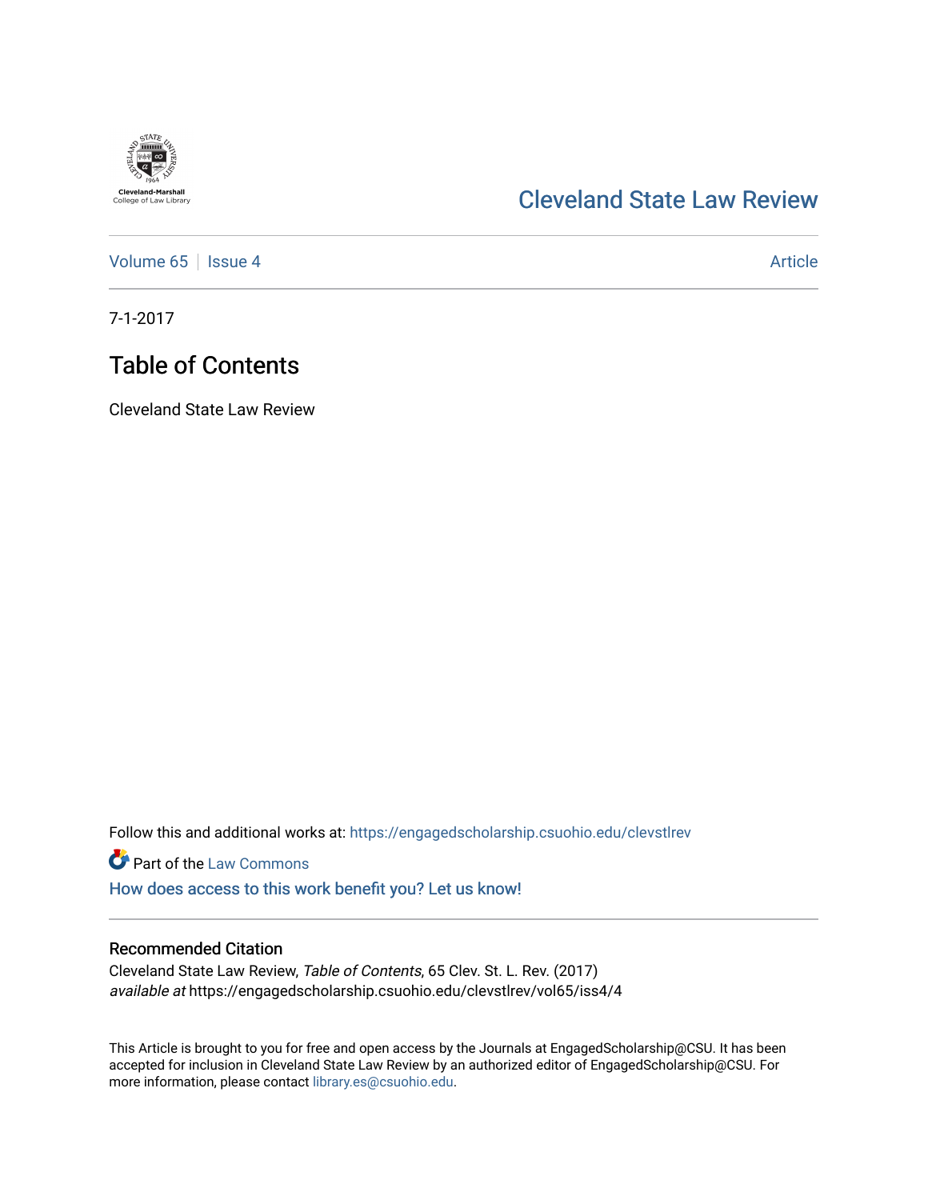Cleveland State Law Review

Volume 65 | Issue 4 | Article

7-1-2017

# Table of Contents

Cleveland State Law Review

Follow this and additional works at: https://engagedscholarship.csuohio.edu/clevstlrev

Part of the Law Commons

How does access to this work benefit you? Let us know!

## Recommended Citation

Cleveland State Law Review, *Table of Contents*, 65 Clev. St. L. Rev. (2017)
*available at* https://engagedscholarship.csuohio.edu/clevstlrev/vol65/iss4/4

This Article is brought to you for free and open access by the Journals at EngagedScholarship@CSU. It has been accepted for inclusion in Cleveland State Law Review by an authorized editor of EngagedScholarship@CSU. For more information, please contact library.es@csuohio.edu.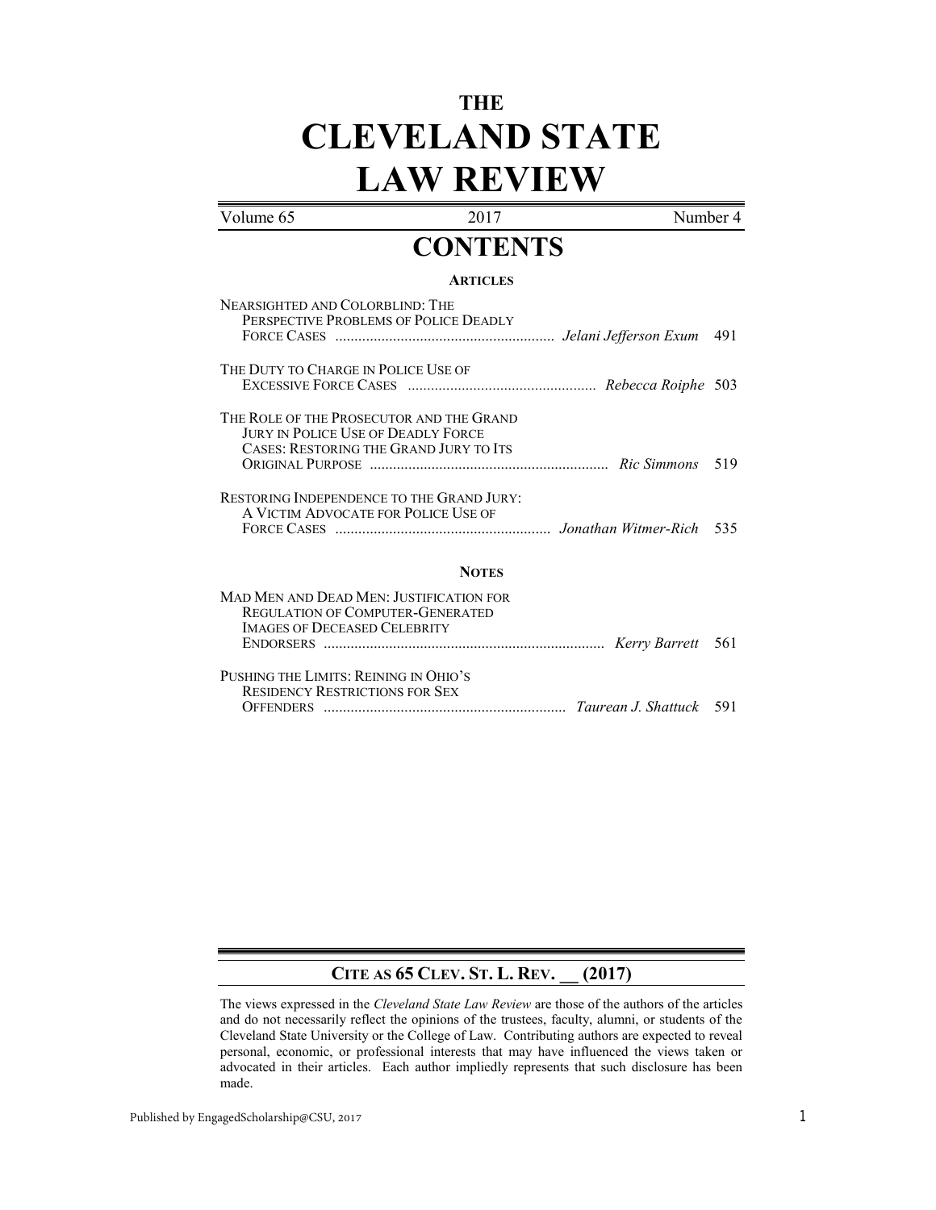# THE CLEVELAND STATE LAW REVIEW

| Volume 65 | 2017 | Number 4 |
|---|---|---|

## CONTENTS

### ARTICLES

NEARSIGHTED AND COLORBLIND: THE PERSPECTIVE PROBLEMS OF POLICE DEADLY FORCE CASES ........ *Jelani Jefferson Exum* 491

THE DUTY TO CHARGE IN POLICE USE OF EXCESSIVE FORCE CASES ........ *Rebecca Roiphe* 503

THE ROLE OF THE PROSECUTOR AND THE GRAND JURY IN POLICE USE OF DEADLY FORCE CASES: RESTORING THE GRAND JURY TO ITS ORIGINAL PURPOSE ........ *Ric Simmons* 519

RESTORING INDEPENDENCE TO THE GRAND JURY: A VICTIM ADVOCATE FOR POLICE USE OF FORCE CASES ........ *Jonathan Witmer-Rich* 535

### NOTES

MAD MEN AND DEAD MEN: JUSTIFICATION FOR REGULATION OF COMPUTER-GENERATED IMAGES OF DECEASED CELEBRITY ENDORSERS ........ *Kerry Barrett* 561

PUSHING THE LIMITS: REINING IN OHIO'S RESIDENCY RESTRICTIONS FOR SEX OFFENDERS ........ *Taurean J. Shattuck* 591

**CITE AS 65 CLEV. ST. L. REV. __ (2017)**

The views expressed in the *Cleveland State Law Review* are those of the authors of the articles and do not necessarily reflect the opinions of the trustees, faculty, alumni, or students of the Cleveland State University or the College of Law. Contributing authors are expected to reveal personal, economic, or professional interests that may have influenced the views taken or advocated in their articles. Each author impliedly represents that such disclosure has been made.